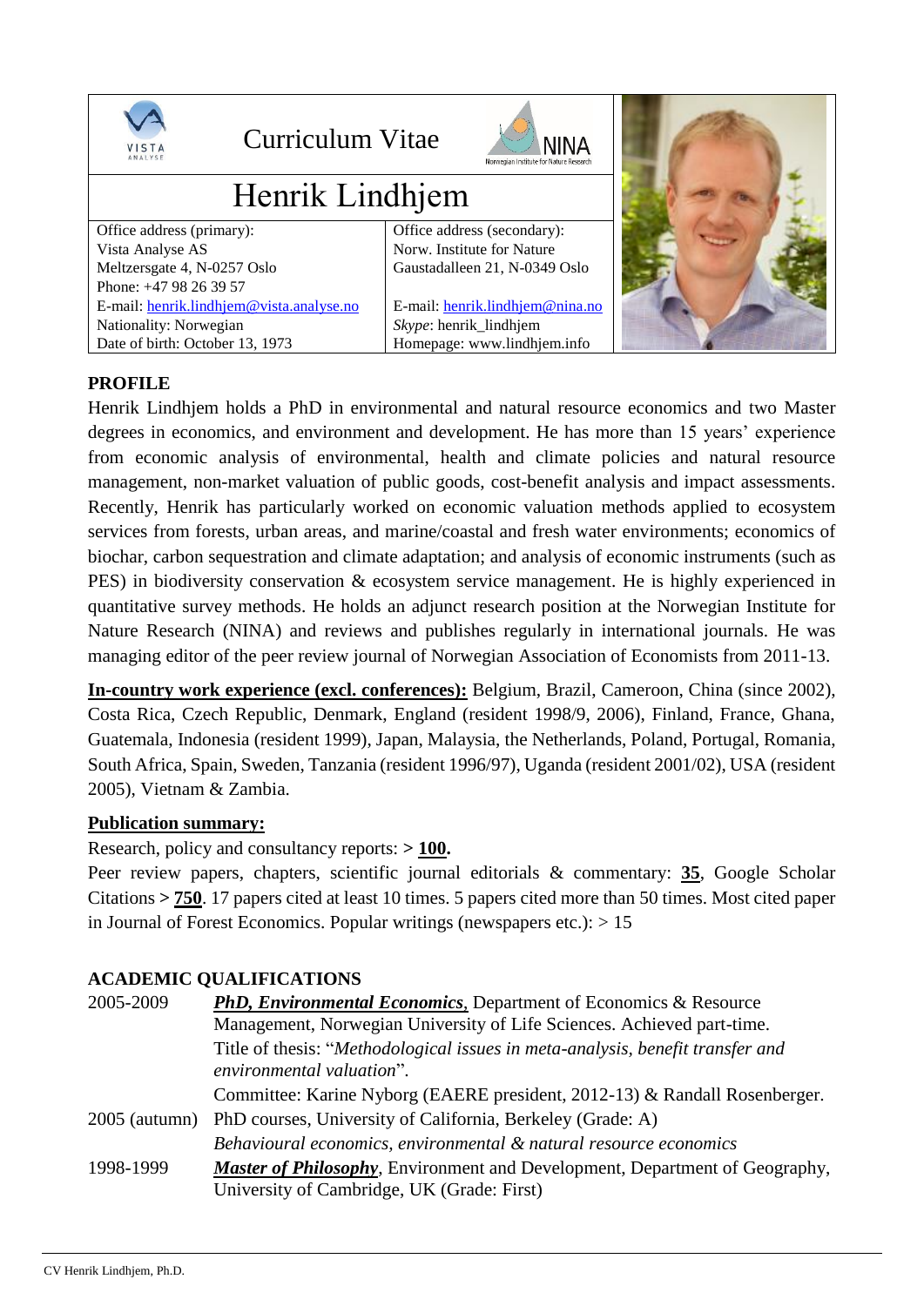# Curriculum Vitae

## Henrik Lindhjem

| Office address (primary): | Office address (secondary): |
|---|---|
| Vista Analyse AS | Norw. Institute for Nature |
| Meltzersgate 4, N-0257 Oslo | Gaustadalleen 21, N-0349 Oslo |
| Phone: +47 98 26 39 57 | |
| E-mail: henrik.lindhjem@vista.analyse.no | E-mail: henrik.lindhjem@nina.no |
| Nationality: Norwegian | *Skype*: henrik_lindhjem |
| Date of birth: October 13, 1973 | Homepage: www.lindhjem.info |

**PROFILE**

Henrik Lindhjem holds a PhD in environmental and natural resource economics and two Master degrees in economics, and environment and development. He has more than 15 years' experience from economic analysis of environmental, health and climate policies and natural resource management, non-market valuation of public goods, cost-benefit analysis and impact assessments. Recently, Henrik has particularly worked on economic valuation methods applied to ecosystem services from forests, urban areas, and marine/coastal and fresh water environments; economics of biochar, carbon sequestration and climate adaptation; and analysis of economic instruments (such as PES) in biodiversity conservation & ecosystem service management. He is highly experienced in quantitative survey methods. He holds an adjunct research position at the Norwegian Institute for Nature Research (NINA) and reviews and publishes regularly in international journals. He was managing editor of the peer review journal of Norwegian Association of Economists from 2011-13.

**In-country work experience (excl. conferences):** Belgium, Brazil, Cameroon, China (since 2002), Costa Rica, Czech Republic, Denmark, England (resident 1998/9, 2006), Finland, France, Ghana, Guatemala, Indonesia (resident 1999), Japan, Malaysia, the Netherlands, Poland, Portugal, Romania, South Africa, Spain, Sweden, Tanzania (resident 1996/97), Uganda (resident 2001/02), USA (resident 2005), Vietnam & Zambia.

**Publication summary:**

Research, policy and consultancy reports: **> 100.**

Peer review papers, chapters, scientific journal editorials & commentary: **35**, Google Scholar Citations **> 750**. 17 papers cited at least 10 times. 5 papers cited more than 50 times. Most cited paper in Journal of Forest Economics. Popular writings (newspapers etc.): > 15

**ACADEMIC QUALIFICATIONS**

| | |
|---|---|
| 2005-2009 | ***PhD, Environmental Economics***, Department of Economics & Resource Management, Norwegian University of Life Sciences. Achieved part-time. Title of thesis: "*Methodological issues in meta-analysis, benefit transfer and environmental valuation*". Committee: Karine Nyborg (EAERE president, 2012-13) & Randall Rosenberger. |
| 2005 (autumn) | PhD courses, University of California, Berkeley (Grade: A) *Behavioural economics, environmental & natural resource economics* |
| 1998-1999 | ***Master of Philosophy***, Environment and Development, Department of Geography, University of Cambridge, UK (Grade: First) |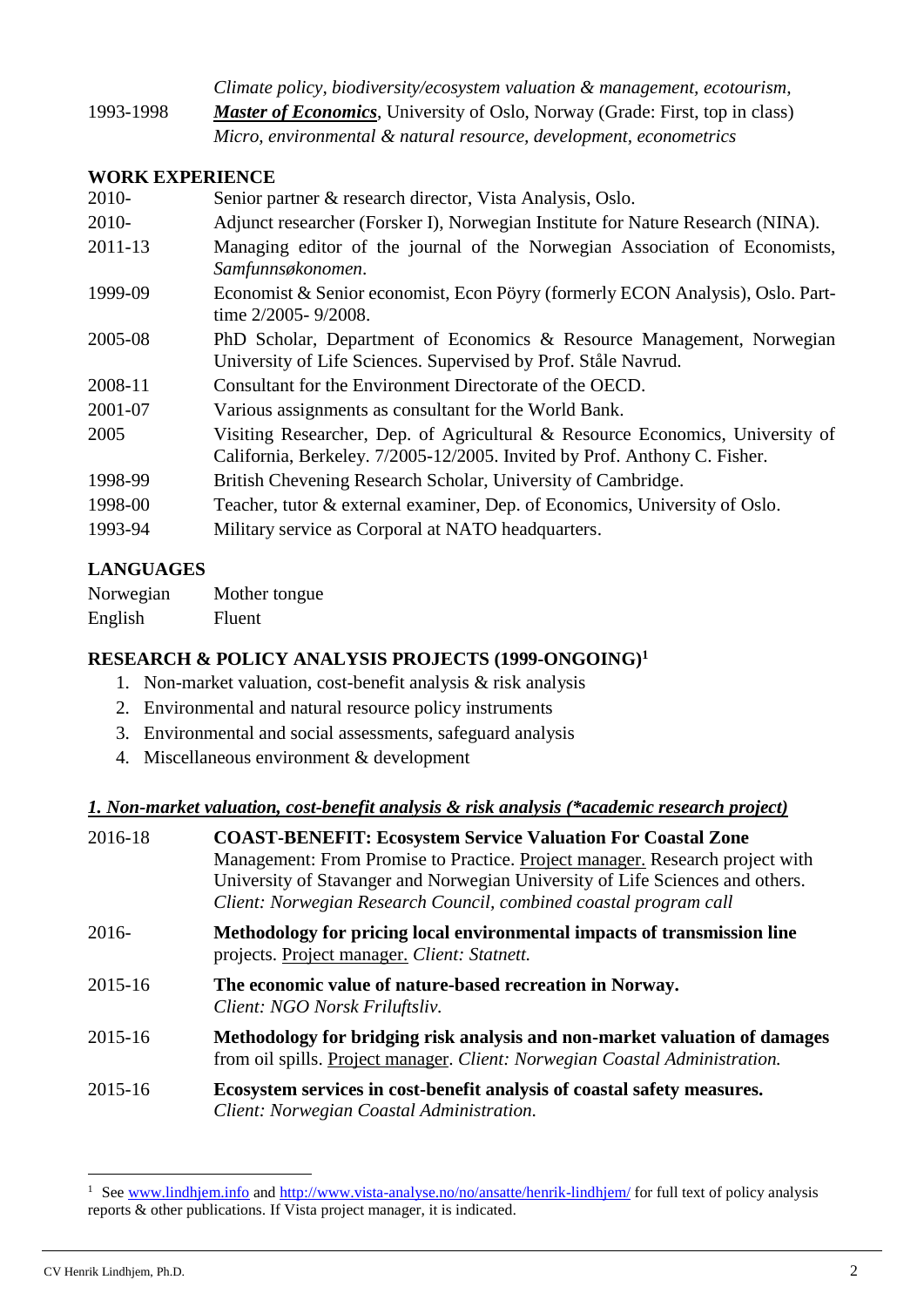*Climate policy, biodiversity/ecosystem valuation & management, ecotourism,*

1993-1998 ***Master of Economics***, University of Oslo, Norway (Grade: First, top in class)
*Micro, environmental & natural resource, development, econometrics*

## WORK EXPERIENCE

| | |
|---|---|
| 2010- | Senior partner & research director, Vista Analysis, Oslo. |
| 2010- | Adjunct researcher (Forsker I), Norwegian Institute for Nature Research (NINA). |
| 2011-13 | Managing editor of the journal of the Norwegian Association of Economists, *Samfunnsøkonomen*. |
| 1999-09 | Economist & Senior economist, Econ Pöyry (formerly ECON Analysis), Oslo. Part-time 2/2005- 9/2008. |
| 2005-08 | PhD Scholar, Department of Economics & Resource Management, Norwegian University of Life Sciences. Supervised by Prof. Ståle Navrud. |
| 2008-11 | Consultant for the Environment Directorate of the OECD. |
| 2001-07 | Various assignments as consultant for the World Bank. |
| 2005 | Visiting Researcher, Dep. of Agricultural & Resource Economics, University of California, Berkeley. 7/2005-12/2005. Invited by Prof. Anthony C. Fisher. |
| 1998-99 | British Chevening Research Scholar, University of Cambridge. |
| 1998-00 | Teacher, tutor & external examiner, Dep. of Economics, University of Oslo. |
| 1993-94 | Military service as Corporal at NATO headquarters. |

## LANGUAGES

| | |
|---|---|
| Norwegian | Mother tongue |
| English | Fluent |

## RESEARCH & POLICY ANALYSIS PROJECTS (1999-ONGOING)[1]

1. Non-market valuation, cost-benefit analysis & risk analysis
2. Environmental and natural resource policy instruments
3. Environmental and social assessments, safeguard analysis
4. Miscellaneous environment & development

### *1. Non-market valuation, cost-benefit analysis & risk analysis (*academic research project)*

| | |
|---|---|
| 2016-18 | **COAST-BENEFIT: Ecosystem Service Valuation For Coastal Zone** Management: From Promise to Practice. Project manager. Research project with University of Stavanger and Norwegian University of Life Sciences and others. *Client: Norwegian Research Council, combined coastal program call* |
| 2016- | **Methodology for pricing local environmental impacts of transmission line** projects. Project manager. *Client: Statnett.* |
| 2015-16 | **The economic value of nature-based recreation in Norway.** *Client: NGO Norsk Friluftsliv.* |
| 2015-16 | **Methodology for bridging risk analysis and non-market valuation of damages** from oil spills. Project manager. *Client: Norwegian Coastal Administration.* |
| 2015-16 | **Ecosystem services in cost-benefit analysis of coastal safety measures.** *Client: Norwegian Coastal Administration.* |

[1] See www.lindhjem.info and http://www.vista-analyse.no/no/ansatte/henrik-lindhjem/ for full text of policy analysis reports & other publications. If Vista project manager, it is indicated.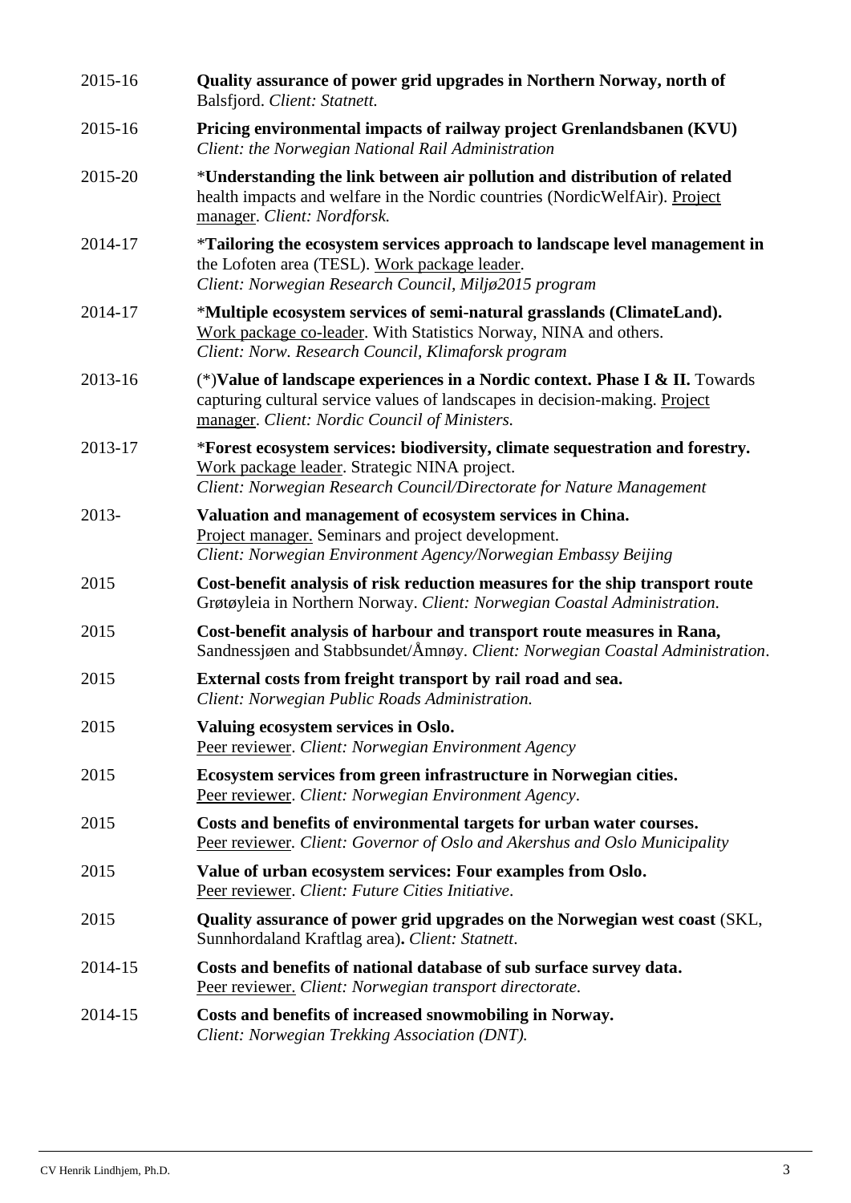2015-16 **Quality assurance of power grid upgrades in Northern Norway, north of** Balsfjord. *Client: Statnett.*

2015-16 **Pricing environmental impacts of railway project Grenlandsbanen (KVU)** *Client: the Norwegian National Rail Administration*

2015-20 *__Understanding the link between air pollution and distribution of related__ health impacts and welfare in the Nordic countries (NordicWelfAir). <u>Project manager</u>. *Client: Nordforsk.*

2014-17 *__Tailoring the ecosystem services approach to landscape level management in__ the Lofoten area (TESL). <u>Work package leader</u>. *Client: Norwegian Research Council, Miljø2015 program*

2014-17 *__Multiple ecosystem services of semi-natural grasslands (ClimateLand).__ <u>Work package co-leader</u>. With Statistics Norway, NINA and others. *Client: Norw. Research Council, Klimaforsk program*

2013-16 (*)**Value of landscape experiences in a Nordic context. Phase I & II.** Towards capturing cultural service values of landscapes in decision-making. <u>Project manager</u>. *Client: Nordic Council of Ministers.*

2013-17 *__Forest ecosystem services: biodiversity, climate sequestration and forestry.__ <u>Work package leader</u>. Strategic NINA project. *Client: Norwegian Research Council/Directorate for Nature Management*

2013- **Valuation and management of ecosystem services in China.** <u>Project manager.</u> Seminars and project development. *Client: Norwegian Environment Agency/Norwegian Embassy Beijing*

2015 **Cost-benefit analysis of risk reduction measures for the ship transport route** Grøtøyleia in Northern Norway. *Client: Norwegian Coastal Administration.*

2015 **Cost-benefit analysis of harbour and transport route measures in Rana,** Sandnessjøen and Stabbsundet/Åmnøy. *Client: Norwegian Coastal Administration*.

2015 **External costs from freight transport by rail road and sea.** *Client: Norwegian Public Roads Administration.*

2015 **Valuing ecosystem services in Oslo.** <u>Peer reviewer</u>. *Client: Norwegian Environment Agency*

2015 **Ecosystem services from green infrastructure in Norwegian cities.** <u>Peer reviewer</u>. *Client: Norwegian Environment Agency*.

2015 **Costs and benefits of environmental targets for urban water courses.** <u>Peer reviewer</u>. *Client: Governor of Oslo and Akershus and Oslo Municipality*

2015 **Value of urban ecosystem services: Four examples from Oslo.** <u>Peer reviewer</u>. *Client: Future Cities Initiative*.

2015 **Quality assurance of power grid upgrades on the Norwegian west coast** (SKL, Sunnhordaland Kraftlag area)**.** *Client: Statnett*.

2014-15 **Costs and benefits of national database of sub surface survey data.** <u>Peer reviewer.</u> *Client: Norwegian transport directorate.*

2014-15 **Costs and benefits of increased snowmobiling in Norway.** *Client: Norwegian Trekking Association (DNT).*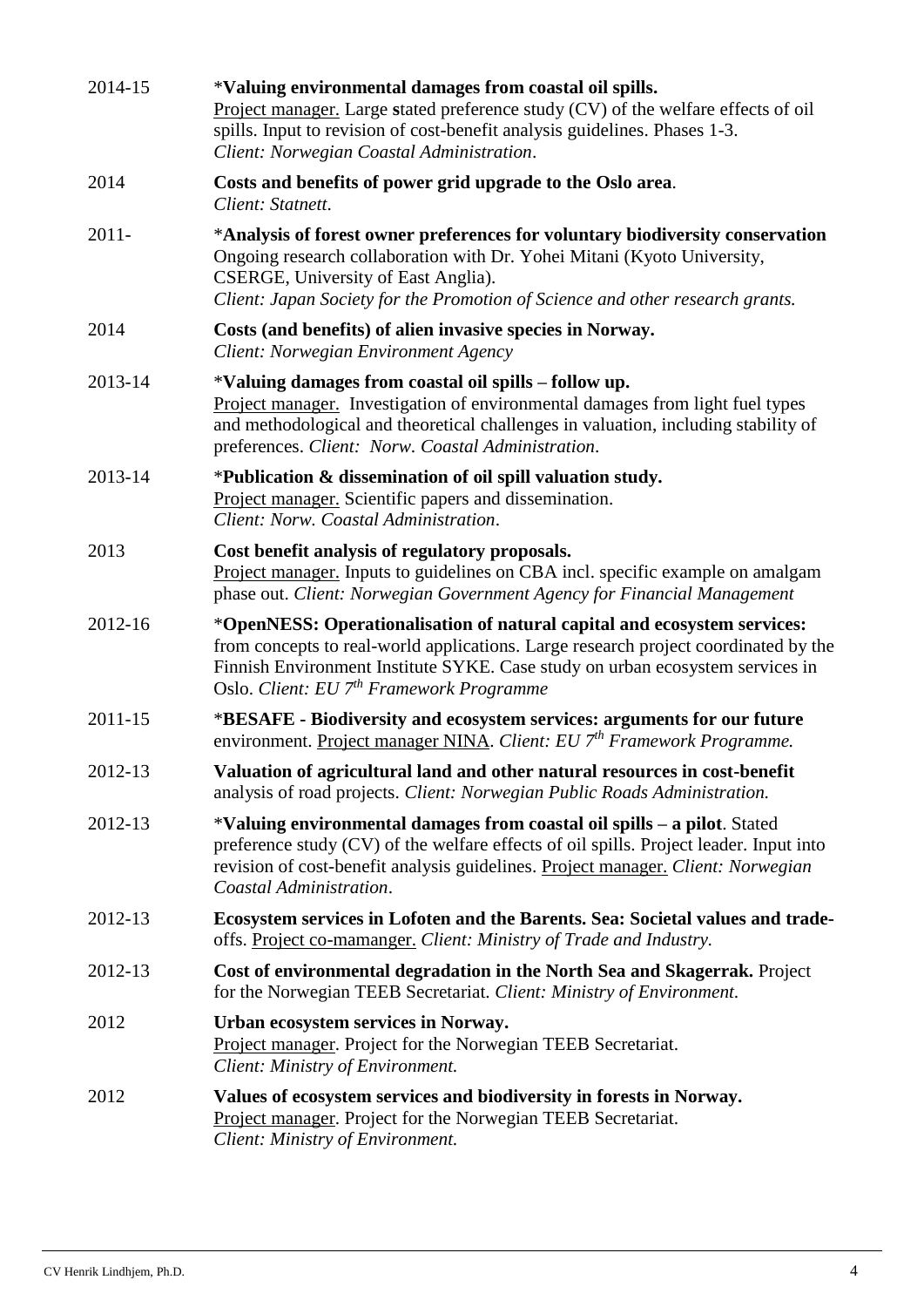| | |
|---|---|
| 2014-15 | \***Valuing environmental damages from coastal oil spills.** Project manager. Large **s**tated preference study (CV) of the welfare effects of oil spills. Input to revision of cost-benefit analysis guidelines. Phases 1-3. *Client: Norwegian Coastal Administration*. |
| 2014 | **Costs and benefits of power grid upgrade to the Oslo area**. *Client: Statnett*. |
| 2011- | \***Analysis of forest owner preferences for voluntary biodiversity conservation** Ongoing research collaboration with Dr. Yohei Mitani (Kyoto University, CSERGE, University of East Anglia). *Client: Japan Society for the Promotion of Science and other research grants.* |
| 2014 | **Costs (and benefits) of alien invasive species in Norway.** *Client: Norwegian Environment Agency* |
| 2013-14 | \***Valuing damages from coastal oil spills – follow up.** Project manager. Investigation of environmental damages from light fuel types and methodological and theoretical challenges in valuation, including stability of preferences. *Client: Norw. Coastal Administration*. |
| 2013-14 | \***Publication & dissemination of oil spill valuation study.** Project manager. Scientific papers and dissemination. *Client: Norw. Coastal Administration*. |
| 2013 | **Cost benefit analysis of regulatory proposals.** Project manager. Inputs to guidelines on CBA incl. specific example on amalgam phase out. *Client: Norwegian Government Agency for Financial Management* |
| 2012-16 | \***OpenNESS: Operationalisation of natural capital and ecosystem services:** from concepts to real-world applications. Large research project coordinated by the Finnish Environment Institute SYKE. Case study on urban ecosystem services in Oslo. *Client: EU 7th Framework Programme* |
| 2011-15 | \***BESAFE - Biodiversity and ecosystem services: arguments for our future** environment. Project manager NINA. *Client: EU 7th Framework Programme.* |
| 2012-13 | **Valuation of agricultural land and other natural resources in cost-benefit** analysis of road projects. *Client: Norwegian Public Roads Administration.* |
| 2012-13 | \***Valuing environmental damages from coastal oil spills – a pilot**. Stated preference study (CV) of the welfare effects of oil spills. Project leader. Input into revision of cost-benefit analysis guidelines. Project manager. *Client: Norwegian Coastal Administration*. |
| 2012-13 | **Ecosystem services in Lofoten and the Barents. Sea: Societal values and trade-**offs. Project co-mamanger. *Client: Ministry of Trade and Industry.* |
| 2012-13 | **Cost of environmental degradation in the North Sea and Skagerrak.** Project for the Norwegian TEEB Secretariat. *Client: Ministry of Environment.* |
| 2012 | **Urban ecosystem services in Norway.** Project manager. Project for the Norwegian TEEB Secretariat. *Client: Ministry of Environment.* |
| 2012 | **Values of ecosystem services and biodiversity in forests in Norway.** Project manager. Project for the Norwegian TEEB Secretariat. *Client: Ministry of Environment.* |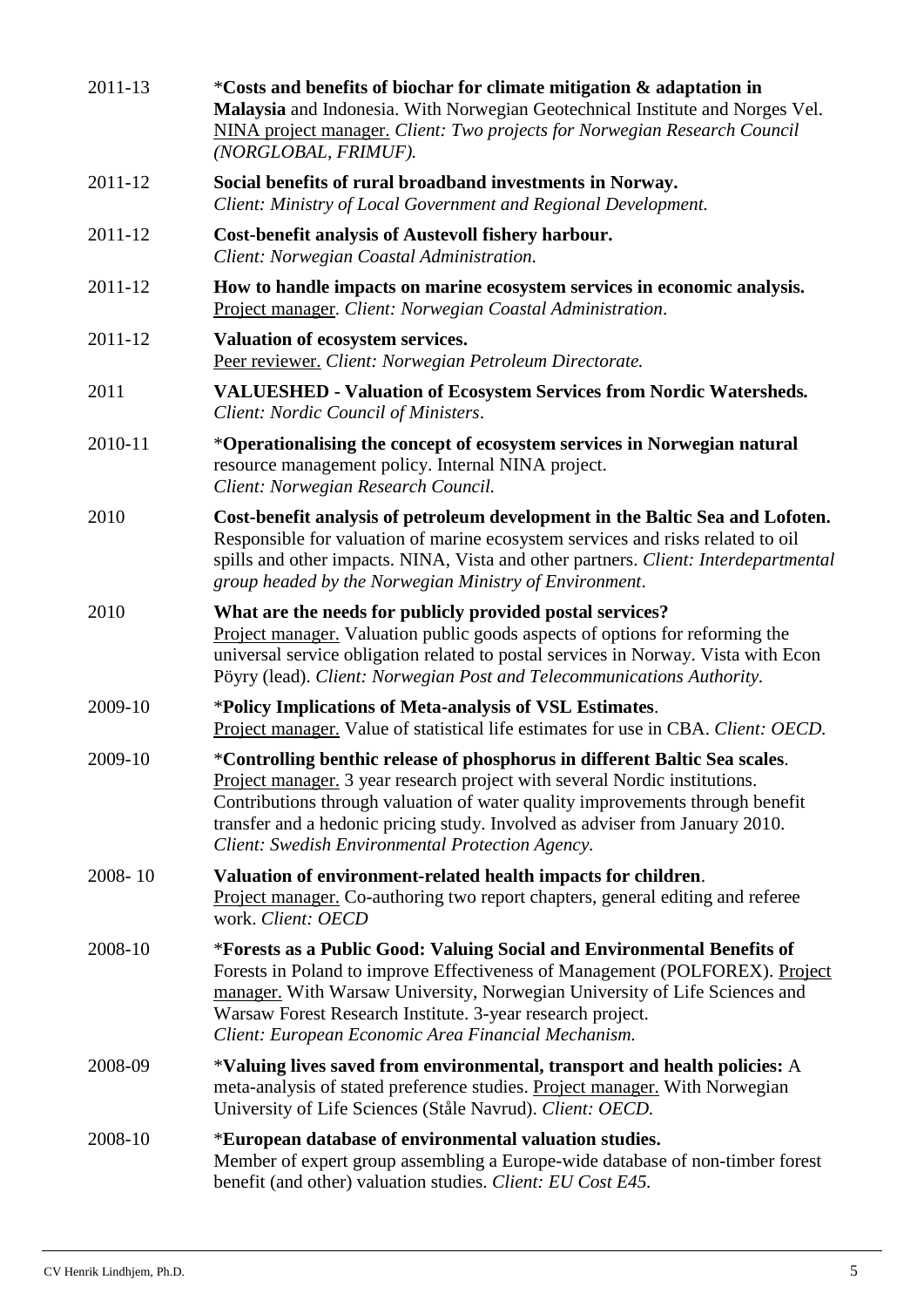| | |
|---|---|
| 2011-13 | *\*Costs and benefits of biochar for climate mitigation & adaptation in Malaysia** and Indonesia. With Norwegian Geotechnical Institute and Norges Vel. NINA project manager. *Client: Two projects for Norwegian Research Council (NORGLOBAL, FRIMUF).* |
| 2011-12 | **Social benefits of rural broadband investments in Norway.** *Client: Ministry of Local Government and Regional Development.* |
| 2011-12 | **Cost-benefit analysis of Austevoll fishery harbour.** *Client: Norwegian Coastal Administration.* |
| 2011-12 | **How to handle impacts on marine ecosystem services in economic analysis.** Project manager. *Client: Norwegian Coastal Administration*. |
| 2011-12 | **Valuation of ecosystem services.** Peer reviewer. *Client: Norwegian Petroleum Directorate.* |
| 2011 | **VALUESHED - Valuation of Ecosystem Services from Nordic Watersheds.** *Client: Nordic Council of Ministers*. |
| 2010-11 | *\*Operationalising the concept of ecosystem services in Norwegian natural** resource management policy. Internal NINA project. *Client: Norwegian Research Council.* |
| 2010 | **Cost-benefit analysis of petroleum development in the Baltic Sea and Lofoten.** Responsible for valuation of marine ecosystem services and risks related to oil spills and other impacts. NINA, Vista and other partners. *Client: Interdepartmental group headed by the Norwegian Ministry of Environment*. |
| 2010 | **What are the needs for publicly provided postal services?** Project manager. Valuation public goods aspects of options for reforming the universal service obligation related to postal services in Norway. Vista with Econ Pöyry (lead). *Client: Norwegian Post and Telecommunications Authority.* |
| 2009-10 | *\*Policy Implications of Meta-analysis of VSL Estimates**. Project manager. Value of statistical life estimates for use in CBA. *Client: OECD.* |
| 2009-10 | *\*Controlling benthic release of phosphorus in different Baltic Sea scales**. Project manager. 3 year research project with several Nordic institutions. Contributions through valuation of water quality improvements through benefit transfer and a hedonic pricing study. Involved as adviser from January 2010. *Client: Swedish Environmental Protection Agency.* |
| 2008- 10 | **Valuation of environment-related health impacts for children**. Project manager. Co-authoring two report chapters, general editing and referee work. *Client: OECD* |
| 2008-10 | *\*Forests as a Public Good: Valuing Social and Environmental Benefits of** Forests in Poland to improve Effectiveness of Management (POLFOREX). Project manager. With Warsaw University, Norwegian University of Life Sciences and Warsaw Forest Research Institute. 3-year research project. *Client: European Economic Area Financial Mechanism.* |
| 2008-09 | *\*Valuing lives saved from environmental, transport and health policies:** A meta-analysis of stated preference studies. Project manager. With Norwegian University of Life Sciences (Ståle Navrud). *Client: OECD.* |
| 2008-10 | *\*European database of environmental valuation studies.** Member of expert group assembling a Europe-wide database of non-timber forest benefit (and other) valuation studies. *Client: EU Cost E45.* |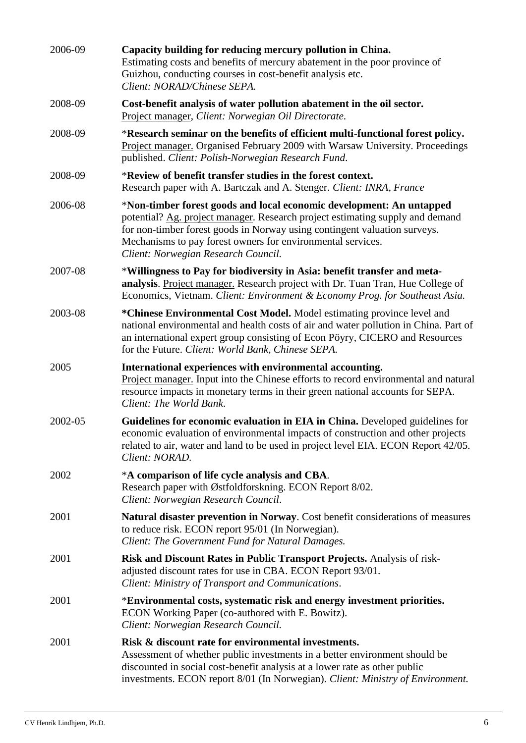| | |
|---|---|
| 2006-09 | **Capacity building for reducing mercury pollution in China.** Estimating costs and benefits of mercury abatement in the poor province of Guizhou, conducting courses in cost-benefit analysis etc. *Client: NORAD/Chinese SEPA.* |
| 2008-09 | **Cost-benefit analysis of water pollution abatement in the oil sector.** Project manager, *Client: Norwegian Oil Directorate.* |
| 2008-09 | *****Research seminar on the benefits of efficient multi-functional forest policy.** Project manager. Organised February 2009 with Warsaw University. Proceedings published. *Client: Polish-Norwegian Research Fund.* |
| 2008-09 | *****Review of benefit transfer studies in the forest context.** Research paper with A. Bartczak and A. Stenger. *Client: INRA, France* |
| 2006-08 | *****Non-timber forest goods and local economic development: An untapped** potential? Ag. project manager. Research project estimating supply and demand for non-timber forest goods in Norway using contingent valuation surveys. Mechanisms to pay forest owners for environmental services. *Client: Norwegian Research Council.* |
| 2007-08 | *****Willingness to Pay for biodiversity in Asia: benefit transfer and meta-analysis**. Project manager. Research project with Dr. Tuan Tran, Hue College of Economics, Vietnam. *Client: Environment & Economy Prog. for Southeast Asia.* |
| 2003-08 | ***Chinese Environmental Cost Model.** Model estimating province level and national environmental and health costs of air and water pollution in China. Part of an international expert group consisting of Econ Pöyry, CICERO and Resources for the Future. *Client: World Bank, Chinese SEPA.* |
| 2005 | **International experiences with environmental accounting.** Project manager. Input into the Chinese efforts to record environmental and natural resource impacts in monetary terms in their green national accounts for SEPA. *Client: The World Bank.* |
| 2002-05 | **Guidelines for economic evaluation in EIA in China.** Developed guidelines for economic evaluation of environmental impacts of construction and other projects related to air, water and land to be used in project level EIA. ECON Report 42/05. *Client: NORAD.* |
| 2002 | *****A comparison of life cycle analysis and CBA**. Research paper with Østfoldforskning. ECON Report 8/02. *Client: Norwegian Research Council.* |
| 2001 | **Natural disaster prevention in Norway**. Cost benefit considerations of measures to reduce risk. ECON report 95/01 (In Norwegian). *Client: The Government Fund for Natural Damages.* |
| 2001 | **Risk and Discount Rates in Public Transport Projects.** Analysis of risk-adjusted discount rates for use in CBA. ECON Report 93/01. *Client: Ministry of Transport and Communications.* |
| 2001 | *****Environmental costs, systematic risk and energy investment priorities.** ECON Working Paper (co-authored with E. Bowitz). *Client: Norwegian Research Council.* |
| 2001 | **Risk & discount rate for environmental investments.** Assessment of whether public investments in a better environment should be discounted in social cost-benefit analysis at a lower rate as other public investments. ECON report 8/01 (In Norwegian). *Client: Ministry of Environment.* |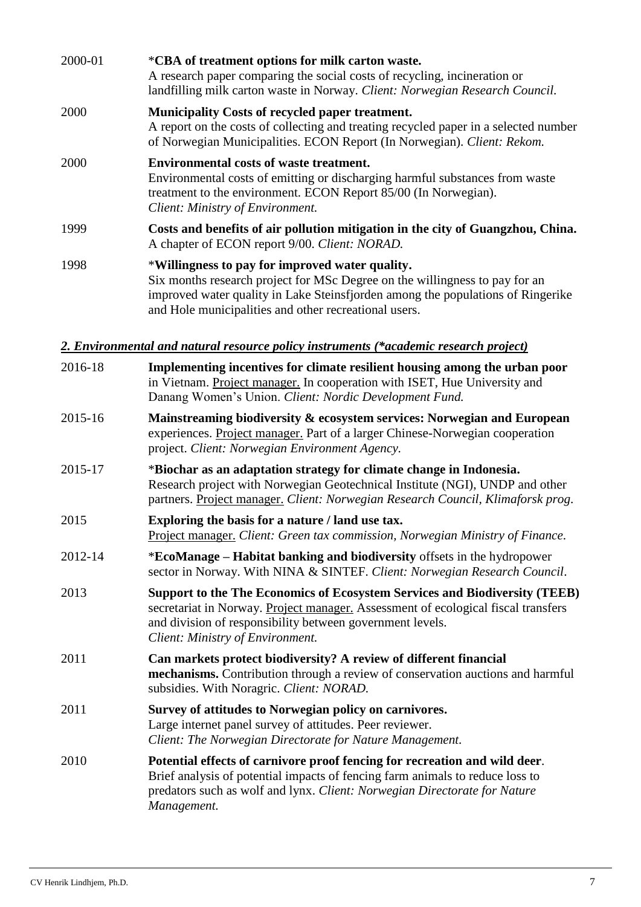| | |
|---|---|
| 2000-01 | ***CBA of treatment options for milk carton waste.**<br>A research paper comparing the social costs of recycling, incineration or landfilling milk carton waste in Norway. *Client: Norwegian Research Council.* |
| 2000 | **Municipality Costs of recycled paper treatment.**<br>A report on the costs of collecting and treating recycled paper in a selected number of Norwegian Municipalities. ECON Report (In Norwegian). *Client: Rekom.* |
| 2000 | **Environmental costs of waste treatment.**<br>Environmental costs of emitting or discharging harmful substances from waste treatment to the environment. ECON Report 85/00 (In Norwegian). *Client: Ministry of Environment.* |
| 1999 | **Costs and benefits of air pollution mitigation in the city of Guangzhou, China.**<br>A chapter of ECON report 9/00. *Client: NORAD.* |
| 1998 | ***Willingness to pay for improved water quality.**<br>Six months research project for MSc Degree on the willingness to pay for an improved water quality in Lake Steinsfjorden among the populations of Ringerike and Hole municipalities and other recreational users. |

***2. Environmental and natural resource policy instruments (*academic research project)***

| | |
|---|---|
| 2016-18 | **Implementing incentives for climate resilient housing among the urban poor** in Vietnam. Project manager. In cooperation with ISET, Hue University and Danang Women's Union. *Client: Nordic Development Fund.* |
| 2015-16 | **Mainstreaming biodiversity & ecosystem services: Norwegian and European** experiences. Project manager. Part of a larger Chinese-Norwegian cooperation project. *Client: Norwegian Environment Agency.* |
| 2015-17 | ***Biochar as an adaptation strategy for climate change in Indonesia.**<br>Research project with Norwegian Geotechnical Institute (NGI), UNDP and other partners. Project manager. *Client: Norwegian Research Council, Klimaforsk prog.* |
| 2015 | **Exploring the basis for a nature / land use tax.**<br>Project manager. *Client: Green tax commission, Norwegian Ministry of Finance.* |
| 2012-14 | ***EcoManage – Habitat banking and biodiversity** offsets in the hydropower sector in Norway. With NINA & SINTEF. *Client: Norwegian Research Council*. |
| 2013 | **Support to the The Economics of Ecosystem Services and Biodiversity (TEEB)** secretariat in Norway. Project manager. Assessment of ecological fiscal transfers and division of responsibility between government levels.<br>*Client: Ministry of Environment.* |
| 2011 | **Can markets protect biodiversity? A review of different financial mechanisms.** Contribution through a review of conservation auctions and harmful subsidies. With Noragric. *Client: NORAD.* |
| 2011 | **Survey of attitudes to Norwegian policy on carnivores.**<br>Large internet panel survey of attitudes. Peer reviewer.<br>*Client: The Norwegian Directorate for Nature Management.* |
| 2010 | **Potential effects of carnivore proof fencing for recreation and wild deer**.<br>Brief analysis of potential impacts of fencing farm animals to reduce loss to predators such as wolf and lynx. *Client: Norwegian Directorate for Nature Management.* |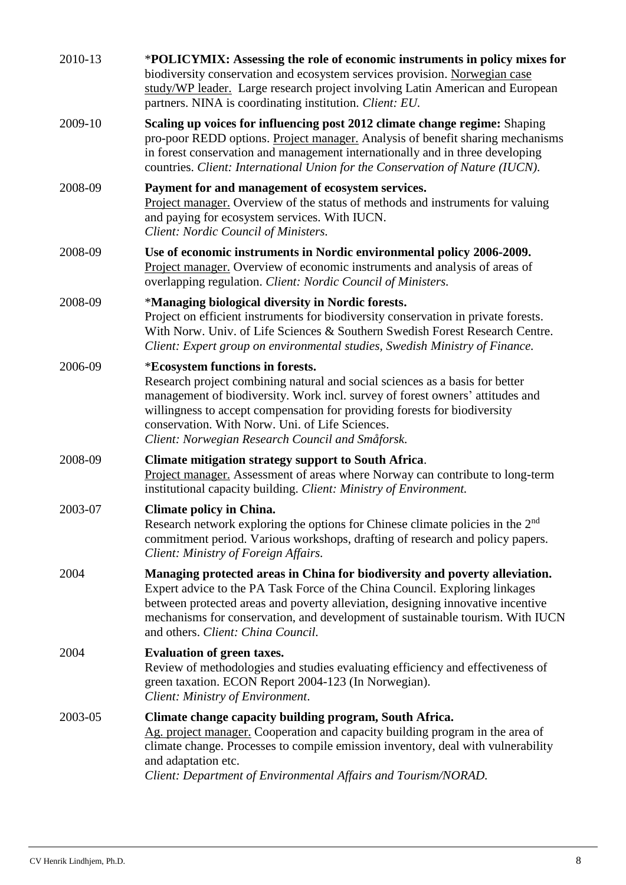2010-13 | *__POLICYMIX: Assessing the role of economic instruments in policy mixes for__ biodiversity conservation and ecosystem services provision. Norwegian case study/WP leader. Large research project involving Latin American and European partners. NINA is coordinating institution. *Client: EU.*

2009-10 | **Scaling up voices for influencing post 2012 climate change regime:** Shaping pro-poor REDD options. Project manager. Analysis of benefit sharing mechanisms in forest conservation and management internationally and in three developing countries. *Client: International Union for the Conservation of Nature (IUCN).*

2008-09 | **Payment for and management of ecosystem services.** Project manager. Overview of the status of methods and instruments for valuing and paying for ecosystem services. With IUCN. *Client: Nordic Council of Ministers.*

2008-09 | **Use of economic instruments in Nordic environmental policy 2006-2009.** Project manager. Overview of economic instruments and analysis of areas of overlapping regulation. *Client: Nordic Council of Ministers.*

2008-09 | *__Managing biological diversity in Nordic forests.__ Project on efficient instruments for biodiversity conservation in private forests. With Norw. Univ. of Life Sciences & Southern Swedish Forest Research Centre. *Client: Expert group on environmental studies, Swedish Ministry of Finance.*

2006-09 | *__Ecosystem functions in forests.__ Research project combining natural and social sciences as a basis for better management of biodiversity. Work incl. survey of forest owners' attitudes and willingness to accept compensation for providing forests for biodiversity conservation. With Norw. Uni. of Life Sciences. *Client: Norwegian Research Council and Småforsk.*

2008-09 | **Climate mitigation strategy support to South Africa**. Project manager. Assessment of areas where Norway can contribute to long-term institutional capacity building. *Client: Ministry of Environment.*

2003-07 | **Climate policy in China.** Research network exploring the options for Chinese climate policies in the 2nd commitment period. Various workshops, drafting of research and policy papers. *Client: Ministry of Foreign Affairs.*

2004 | **Managing protected areas in China for biodiversity and poverty alleviation.** Expert advice to the PA Task Force of the China Council. Exploring linkages between protected areas and poverty alleviation, designing innovative incentive mechanisms for conservation, and development of sustainable tourism. With IUCN and others. *Client: China Council.*

2004 | **Evaluation of green taxes.** Review of methodologies and studies evaluating efficiency and effectiveness of green taxation. ECON Report 2004-123 (In Norwegian). *Client: Ministry of Environment.*

2003-05 | **Climate change capacity building program, South Africa.** Ag. project manager. Cooperation and capacity building program in the area of climate change. Processes to compile emission inventory, deal with vulnerability and adaptation etc. *Client: Department of Environmental Affairs and Tourism/NORAD.*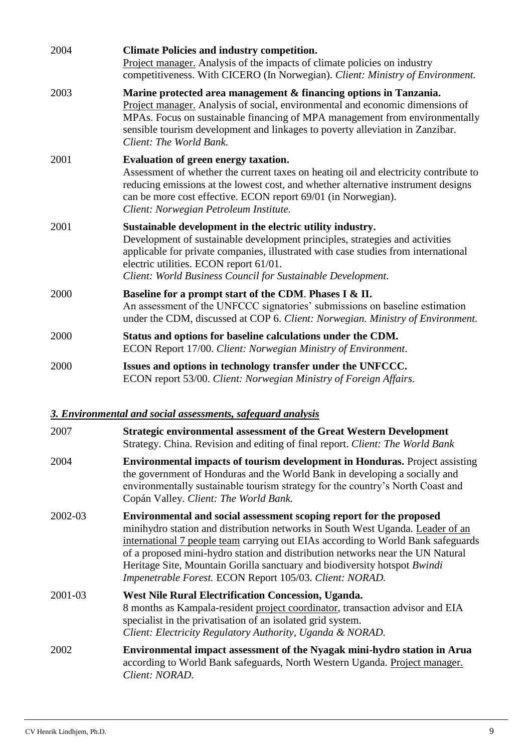2004 **Climate Policies and industry competition.**
Project manager. Analysis of the impacts of climate policies on industry competitiveness. With CICERO (In Norwegian). *Client: Ministry of Environment.*

2003 **Marine protected area management & financing options in Tanzania.**
Project manager. Analysis of social, environmental and economic dimensions of MPAs. Focus on sustainable financing of MPA management from environmentally sensible tourism development and linkages to poverty alleviation in Zanzibar. *Client: The World Bank.*

2001 **Evaluation of green energy taxation.**
Assessment of whether the current taxes on heating oil and electricity contribute to reducing emissions at the lowest cost, and whether alternative instrument designs can be more cost effective. ECON report 69/01 (in Norwegian). *Client: Norwegian Petroleum Institute.*

2001 **Sustainable development in the electric utility industry.**
Development of sustainable development principles, strategies and activities applicable for private companies, illustrated with case studies from international electric utilities. ECON report 61/01. *Client: World Business Council for Sustainable Development.*

2000 **Baseline for a prompt start of the CDM. Phases I & II.**
An assessment of the UNFCCC signatories' submissions on baseline estimation under the CDM, discussed at COP 6. *Client: Norwegian. Ministry of Environment.*

2000 **Status and options for baseline calculations under the CDM.**
ECON Report 17/00. *Client: Norwegian Ministry of Environment.*

2000 **Issues and options in technology transfer under the UNFCCC.**
ECON report 53/00. *Client: Norwegian Ministry of Foreign Affairs.*

### ***3. Environmental and social assessments, safeguard analysis***

2007 **Strategic environmental assessment of the Great Western Development** Strategy. China. Revision and editing of final report. *Client: The World Bank*

2004 **Environmental impacts of tourism development in Honduras.** Project assisting the government of Honduras and the World Bank in developing a socially and environmentally sustainable tourism strategy for the country's North Coast and Copán Valley. *Client: The World Bank.*

2002-03 **Environmental and social assessment scoping report for the proposed** minihydro station and distribution networks in South West Uganda. Leader of an international 7 people team carrying out EIAs according to World Bank safeguards of a proposed mini-hydro station and distribution networks near the UN Natural Heritage Site, Mountain Gorilla sanctuary and biodiversity hotspot *Bwindi Impenetrable Forest.* ECON Report 105/03. *Client: NORAD.*

2001-03 **West Nile Rural Electrification Concession, Uganda.**
8 months as Kampala-resident project coordinator, transaction advisor and EIA specialist in the privatisation of an isolated grid system. *Client: Electricity Regulatory Authority, Uganda & NORAD.*

2002 **Environmental impact assessment of the Nyagak mini-hydro station in Arua** according to World Bank safeguards, North Western Uganda. Project manager. *Client: NORAD.*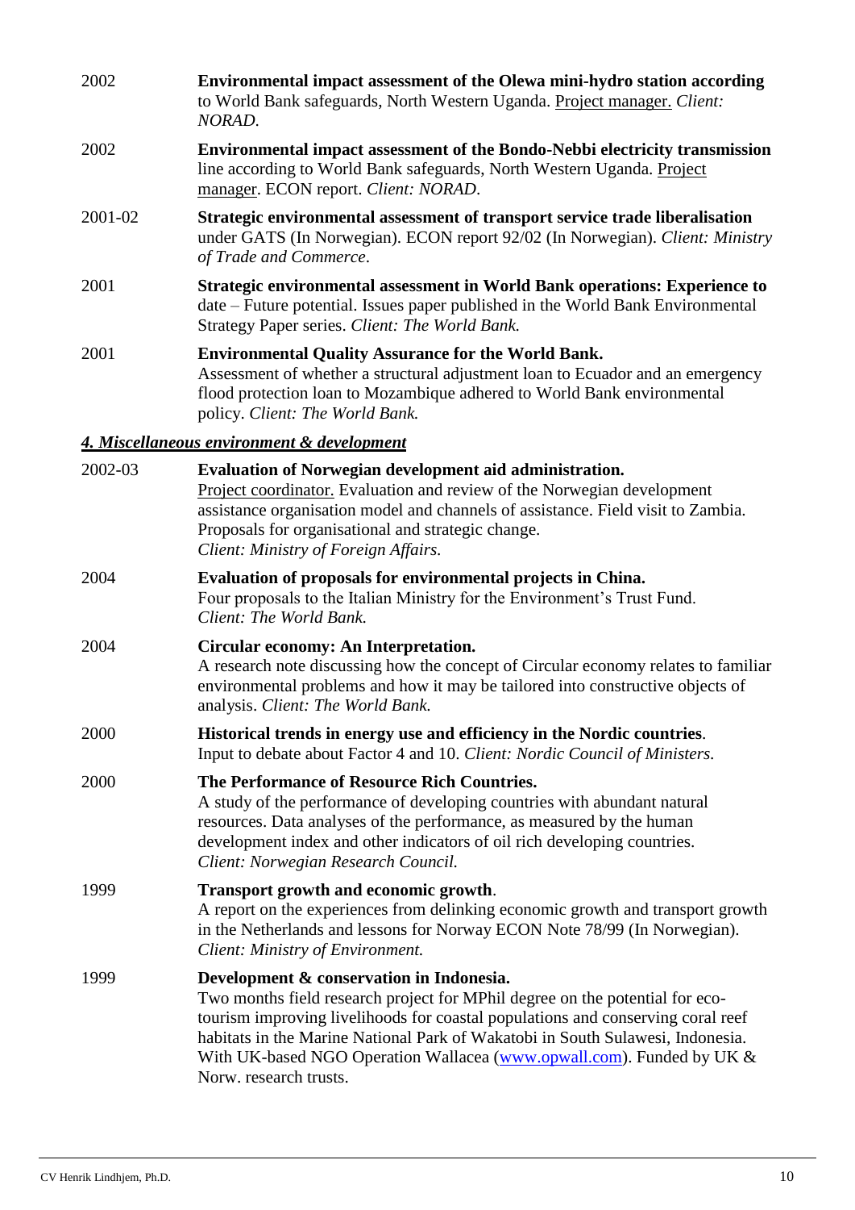2002 **Environmental impact assessment of the Olewa mini-hydro station according** to World Bank safeguards, North Western Uganda. Project manager. *Client: NORAD.*

2002 **Environmental impact assessment of the Bondo-Nebbi electricity transmission** line according to World Bank safeguards, North Western Uganda. Project manager. ECON report. *Client: NORAD.*

2001-02 **Strategic environmental assessment of transport service trade liberalisation** under GATS (In Norwegian). ECON report 92/02 (In Norwegian). *Client: Ministry of Trade and Commerce.*

2001 **Strategic environmental assessment in World Bank operations: Experience to** date – Future potential. Issues paper published in the World Bank Environmental Strategy Paper series. *Client: The World Bank.*

2001 **Environmental Quality Assurance for the World Bank.**
Assessment of whether a structural adjustment loan to Ecuador and an emergency flood protection loan to Mozambique adhered to World Bank environmental policy. *Client: The World Bank.*

### *4. Miscellaneous environment & development*

2002-03 **Evaluation of Norwegian development aid administration.**
Project coordinator. Evaluation and review of the Norwegian development assistance organisation model and channels of assistance. Field visit to Zambia. Proposals for organisational and strategic change.
*Client: Ministry of Foreign Affairs.*

2004 **Evaluation of proposals for environmental projects in China.**
Four proposals to the Italian Ministry for the Environment's Trust Fund.
*Client: The World Bank.*

2004 **Circular economy: An Interpretation.**
A research note discussing how the concept of Circular economy relates to familiar environmental problems and how it may be tailored into constructive objects of analysis. *Client: The World Bank.*

2000 **Historical trends in energy use and efficiency in the Nordic countries**.
Input to debate about Factor 4 and 10. *Client: Nordic Council of Ministers.*

2000 **The Performance of Resource Rich Countries.**
A study of the performance of developing countries with abundant natural resources. Data analyses of the performance, as measured by the human development index and other indicators of oil rich developing countries.
*Client: Norwegian Research Council.*

1999 **Transport growth and economic growth**.
A report on the experiences from delinking economic growth and transport growth in the Netherlands and lessons for Norway ECON Note 78/99 (In Norwegian).
*Client: Ministry of Environment.*

1999 **Development & conservation in Indonesia.**
Two months field research project for MPhil degree on the potential for eco-tourism improving livelihoods for coastal populations and conserving coral reef habitats in the Marine National Park of Wakatobi in South Sulawesi, Indonesia. With UK-based NGO Operation Wallacea (www.opwall.com). Funded by UK & Norw. research trusts.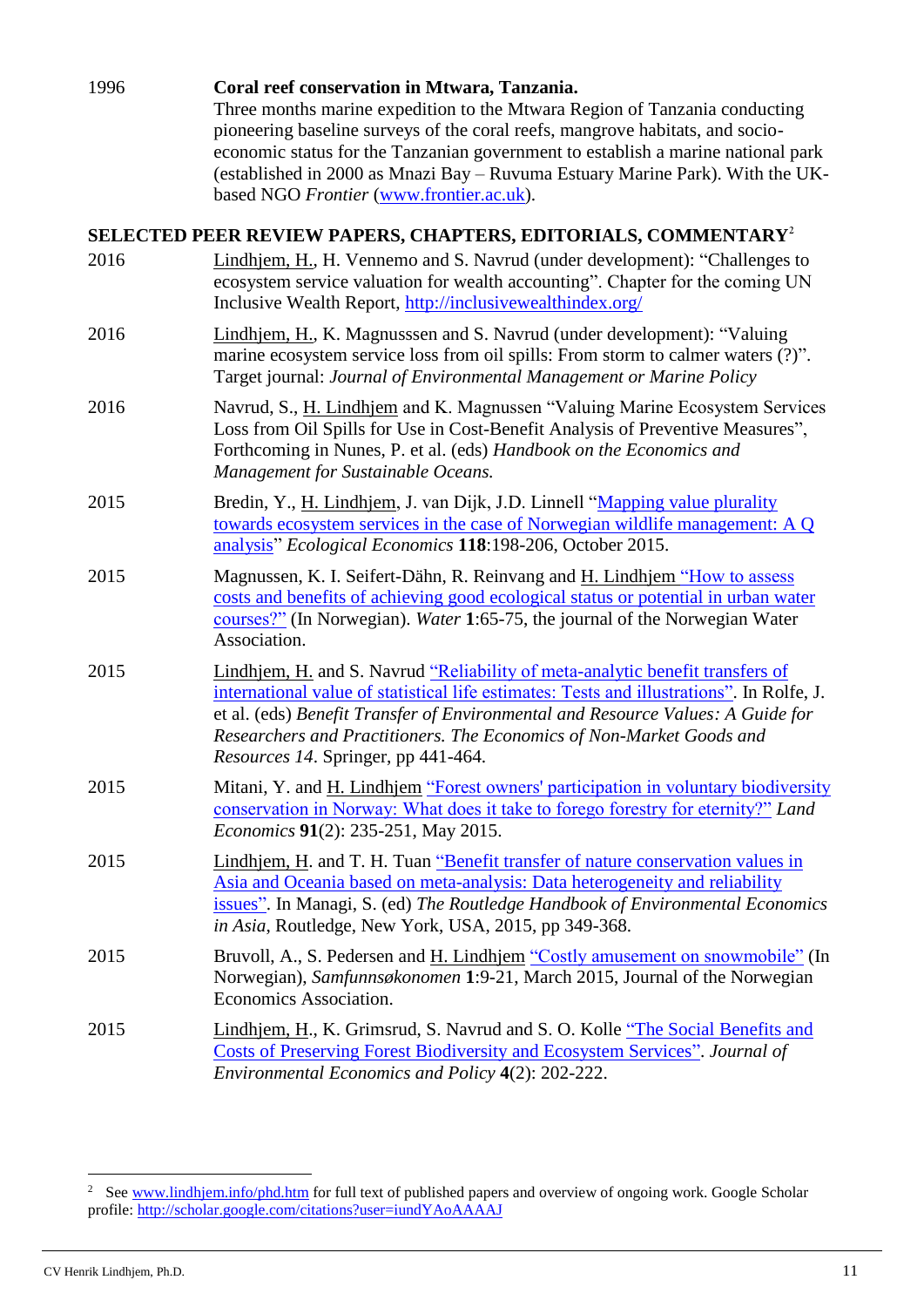1996 **Coral reef conservation in Mtwara, Tanzania.**
Three months marine expedition to the Mtwara Region of Tanzania conducting pioneering baseline surveys of the coral reefs, mangrove habitats, and socio-economic status for the Tanzanian government to establish a marine national park (established in 2000 as Mnazi Bay – Ruvuma Estuary Marine Park). With the UK-based NGO *Frontier* (www.frontier.ac.uk).

## SELECTED PEER REVIEW PAPERS, CHAPTERS, EDITORIALS, COMMENTARY[2]

2016 Lindhjem, H., H. Vennemo and S. Navrud (under development): "Challenges to ecosystem service valuation for wealth accounting". Chapter for the coming UN Inclusive Wealth Report, http://inclusivewealthindex.org/

2016 Lindhjem, H., K. Magnusssen and S. Navrud (under development): "Valuing marine ecosystem service loss from oil spills: From storm to calmer waters (?)". Target journal: *Journal of Environmental Management or Marine Policy*

2016 Navrud, S., H. Lindhjem and K. Magnussen "Valuing Marine Ecosystem Services Loss from Oil Spills for Use in Cost-Benefit Analysis of Preventive Measures", Forthcoming in Nunes, P. et al. (eds) *Handbook on the Economics and Management for Sustainable Oceans.*

2015 Bredin, Y., H. Lindhjem, J. van Dijk, J.D. Linnell "Mapping value plurality towards ecosystem services in the case of Norwegian wildlife management: A Q analysis" *Ecological Economics* **118**:198-206, October 2015.

2015 Magnussen, K. I. Seifert-Dähn, R. Reinvang and H. Lindhjem "How to assess costs and benefits of achieving good ecological status or potential in urban water courses?" (In Norwegian). *Water* **1**:65-75, the journal of the Norwegian Water Association.

2015 Lindhjem, H. and S. Navrud "Reliability of meta-analytic benefit transfers of international value of statistical life estimates: Tests and illustrations". In Rolfe, J. et al. (eds) *Benefit Transfer of Environmental and Resource Values: A Guide for Researchers and Practitioners. The Economics of Non-Market Goods and Resources 14*. Springer, pp 441-464.

2015 Mitani, Y. and H. Lindhjem "Forest owners' participation in voluntary biodiversity conservation in Norway: What does it take to forego forestry for eternity?" *Land Economics* **91**(2): 235-251, May 2015.

2015 Lindhjem, H. and T. H. Tuan "Benefit transfer of nature conservation values in Asia and Oceania based on meta-analysis: Data heterogeneity and reliability issues". In Managi, S. (ed) *The Routledge Handbook of Environmental Economics in Asia*, Routledge, New York, USA, 2015, pp 349-368.

2015 Bruvoll, A., S. Pedersen and H. Lindhjem "Costly amusement on snowmobile" (In Norwegian), *Samfunnsøkonomen* **1**:9-21, March 2015, Journal of the Norwegian Economics Association.

2015 Lindhjem, H., K. Grimsrud, S. Navrud and S. O. Kolle "The Social Benefits and Costs of Preserving Forest Biodiversity and Ecosystem Services". *Journal of Environmental Economics and Policy* **4**(2): 202-222.

---

[2] See www.lindhjem.info/phd.htm for full text of published papers and overview of ongoing work. Google Scholar profile: http://scholar.google.com/citations?user=iundYAoAAAAJ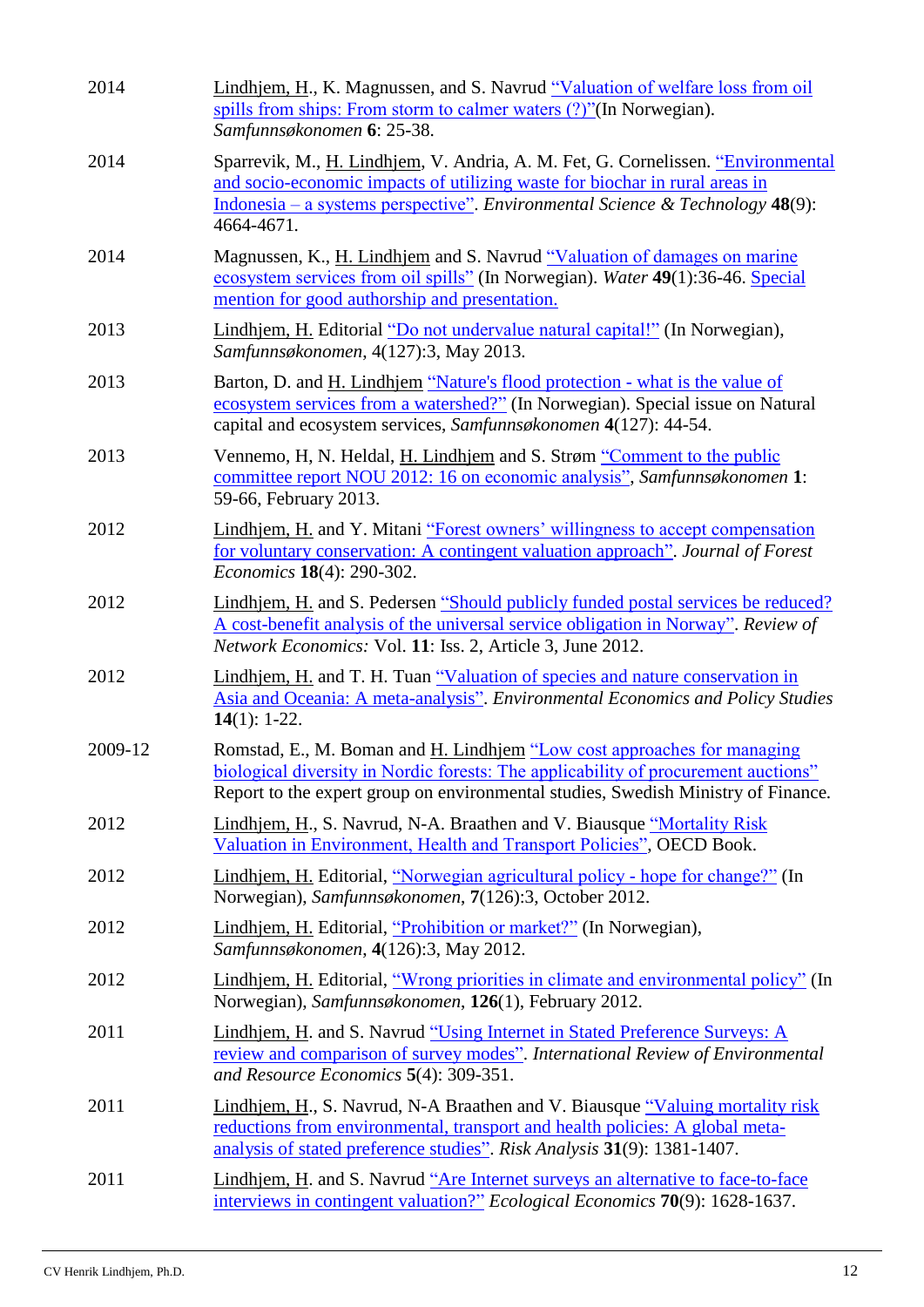| | |
|---|---|
| 2014 | Lindhjem, H., K. Magnussen, and S. Navrud "Valuation of welfare loss from oil spills from ships: From storm to calmer waters (?)"(In Norwegian). *Samfunnsøkonomen* **6**: 25-38. |
| 2014 | Sparrevik, M., H. Lindhjem, V. Andria, A. M. Fet, G. Cornelissen. "Environmental and socio-economic impacts of utilizing waste for biochar in rural areas in Indonesia – a systems perspective". *Environmental Science & Technology* **48**(9): 4664-4671. |
| 2014 | Magnussen, K., H. Lindhjem and S. Navrud "Valuation of damages on marine ecosystem services from oil spills" (In Norwegian). *Water* **49**(1):36-46. Special mention for good authorship and presentation. |
| 2013 | Lindhjem, H. Editorial "Do not undervalue natural capital!" (In Norwegian), *Samfunnsøkonomen*, 4(127):3, May 2013. |
| 2013 | Barton, D. and H. Lindhjem "Nature's flood protection - what is the value of ecosystem services from a watershed?" (In Norwegian). Special issue on Natural capital and ecosystem services, *Samfunnsøkonomen* **4**(127): 44-54. |
| 2013 | Vennemo, H, N. Heldal, H. Lindhjem and S. Strøm "Comment to the public committee report NOU 2012: 16 on economic analysis", *Samfunnsøkonomen* **1**: 59-66, February 2013. |
| 2012 | Lindhjem, H. and Y. Mitani "Forest owners' willingness to accept compensation for voluntary conservation: A contingent valuation approach". *Journal of Forest Economics* **18**(4): 290-302. |
| 2012 | Lindhjem, H. and S. Pedersen "Should publicly funded postal services be reduced? A cost-benefit analysis of the universal service obligation in Norway". *Review of Network Economics:* Vol. **11**: Iss. 2, Article 3, June 2012. |
| 2012 | Lindhjem, H. and T. H. Tuan "Valuation of species and nature conservation in Asia and Oceania: A meta-analysis". *Environmental Economics and Policy Studies* **14**(1): 1-22. |
| 2009-12 | Romstad, E., M. Boman and H. Lindhjem "Low cost approaches for managing biological diversity in Nordic forests: The applicability of procurement auctions" Report to the expert group on environmental studies, Swedish Ministry of Finance. |
| 2012 | Lindhjem, H., S. Navrud, N-A. Braathen and V. Biausque "Mortality Risk Valuation in Environment, Health and Transport Policies", OECD Book. |
| 2012 | Lindhjem, H. Editorial, "Norwegian agricultural policy - hope for change?" (In Norwegian), *Samfunnsøkonomen*, **7**(126):3, October 2012. |
| 2012 | Lindhjem, H. Editorial, "Prohibition or market?" (In Norwegian), *Samfunnsøkonomen*, **4**(126):3, May 2012. |
| 2012 | Lindhjem, H. Editorial, "Wrong priorities in climate and environmental policy" (In Norwegian), *Samfunnsøkonomen*, **126**(1), February 2012. |
| 2011 | Lindhjem, H. and S. Navrud "Using Internet in Stated Preference Surveys: A review and comparison of survey modes". *International Review of Environmental and Resource Economics* **5**(4): 309-351. |
| 2011 | Lindhjem, H., S. Navrud, N-A Braathen and V. Biausque "Valuing mortality risk reductions from environmental, transport and health policies: A global meta-analysis of stated preference studies". *Risk Analysis* **31**(9): 1381-1407. |
| 2011 | Lindhjem, H. and S. Navrud "Are Internet surveys an alternative to face-to-face interviews in contingent valuation?" *Ecological Economics* **70**(9): 1628-1637. |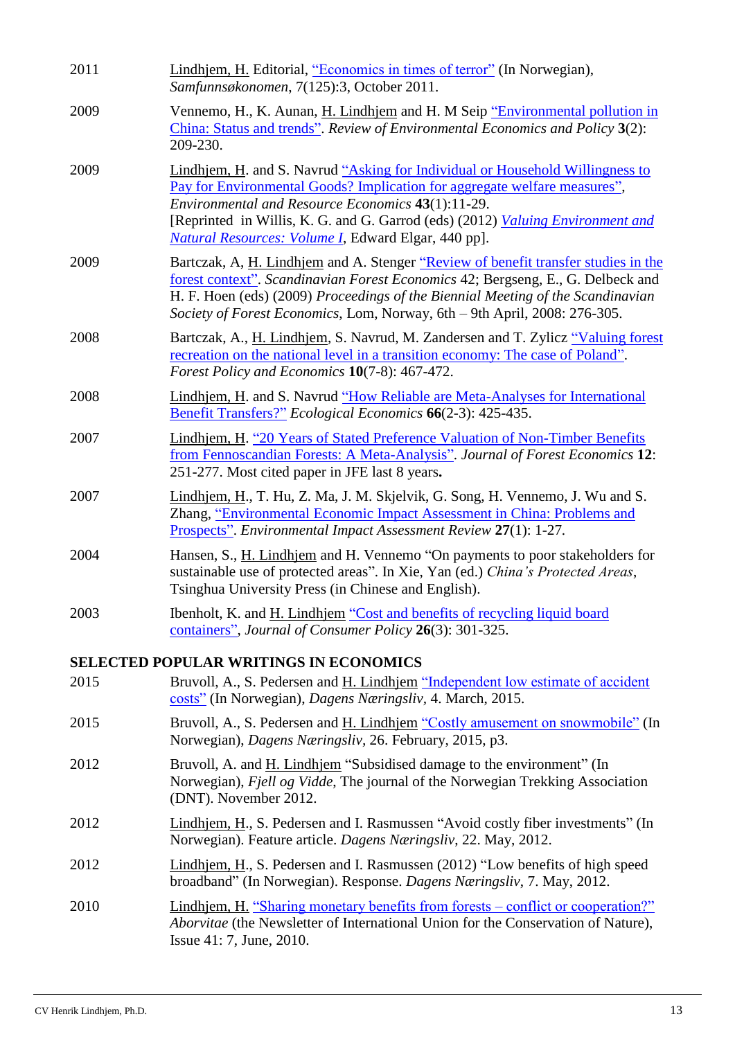2011 Lindhjem, H. Editorial, "Economics in times of terror" (In Norwegian), *Samfunnsøkonomen*, 7(125):3, October 2011.

2009 Vennemo, H., K. Aunan, H. Lindhjem and H. M Seip "Environmental pollution in China: Status and trends". *Review of Environmental Economics and Policy* **3**(2): 209-230.

2009 Lindhjem, H. and S. Navrud "Asking for Individual or Household Willingness to Pay for Environmental Goods? Implication for aggregate welfare measures", *Environmental and Resource Economics* **43**(1):11-29. [Reprinted in Willis, K. G. and G. Garrod (eds) (2012) *Valuing Environment and Natural Resources: Volume I*, Edward Elgar, 440 pp].

2009 Bartczak, A, H. Lindhjem and A. Stenger "Review of benefit transfer studies in the forest context". *Scandinavian Forest Economics* 42; Bergseng, E., G. Delbeck and H. F. Hoen (eds) (2009) *Proceedings of the Biennial Meeting of the Scandinavian Society of Forest Economics*, Lom, Norway, 6th – 9th April, 2008: 276-305.

2008 Bartczak, A., H. Lindhjem, S. Navrud, M. Zandersen and T. Zylicz "Valuing forest recreation on the national level in a transition economy: The case of Poland". *Forest Policy and Economics* **10**(7-8): 467-472.

2008 Lindhjem, H. and S. Navrud "How Reliable are Meta-Analyses for International Benefit Transfers?" *Ecological Economics* **66**(2-3): 425-435.

2007 Lindhjem, H. "20 Years of Stated Preference Valuation of Non-Timber Benefits from Fennoscandian Forests: A Meta-Analysis". *Journal of Forest Economics* **12**: 251-277. Most cited paper in JFE last 8 years**.**

2007 Lindhjem, H., T. Hu, Z. Ma, J. M. Skjelvik, G. Song, H. Vennemo, J. Wu and S. Zhang, "Environmental Economic Impact Assessment in China: Problems and Prospects". *Environmental Impact Assessment Review* **27**(1): 1-27.

2004 Hansen, S., H. Lindhjem and H. Vennemo "On payments to poor stakeholders for sustainable use of protected areas". In Xie, Yan (ed.) *China's Protected Areas*, Tsinghua University Press (in Chinese and English).

2003 Ibenholt, K. and H. Lindhjem "Cost and benefits of recycling liquid board containers", *Journal of Consumer Policy* **26**(3): 301-325.

## SELECTED POPULAR WRITINGS IN ECONOMICS

2015 Bruvoll, A., S. Pedersen and H. Lindhjem "Independent low estimate of accident costs" (In Norwegian), *Dagens Næringsliv*, 4. March, 2015.

2015 Bruvoll, A., S. Pedersen and H. Lindhjem "Costly amusement on snowmobile" (In Norwegian), *Dagens Næringsliv*, 26. February, 2015, p3.

2012 Bruvoll, A. and H. Lindhjem "Subsidised damage to the environment" (In Norwegian), *Fjell og Vidde*, The journal of the Norwegian Trekking Association (DNT). November 2012.

2012 Lindhjem, H., S. Pedersen and I. Rasmussen "Avoid costly fiber investments" (In Norwegian). Feature article. *Dagens Næringsliv*, 22. May, 2012.

2012 Lindhjem, H., S. Pedersen and I. Rasmussen (2012) "Low benefits of high speed broadband" (In Norwegian). Response. *Dagens Næringsliv*, 7. May, 2012.

2010 Lindhjem, H. "Sharing monetary benefits from forests – conflict or cooperation?" *Aborvitae* (the Newsletter of International Union for the Conservation of Nature), Issue 41: 7, June, 2010.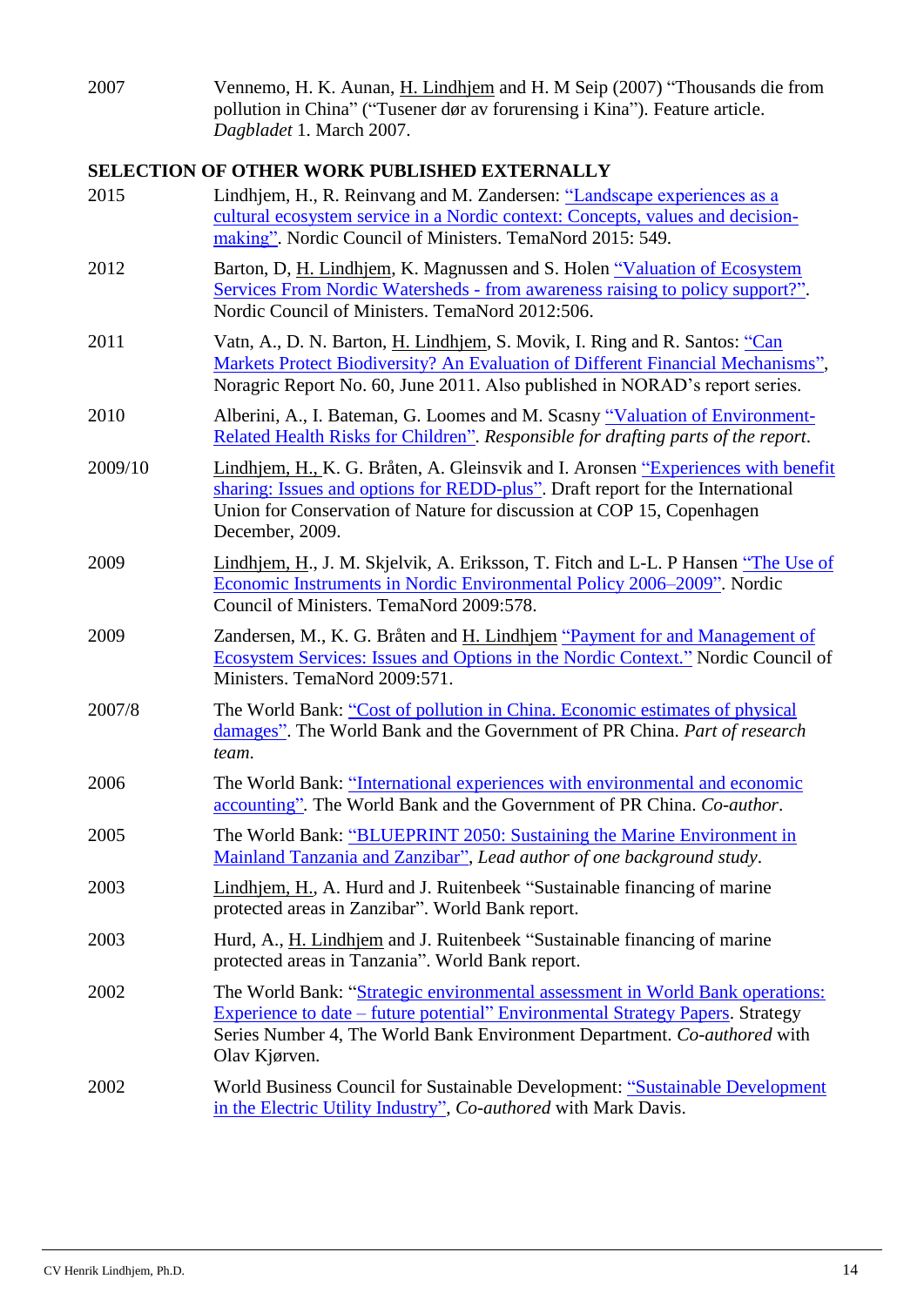| | |
|---|---|
| 2007 | Vennemo, H. K. Aunan, H. Lindhjem and H. M Seip (2007) "Thousands die from pollution in China" ("Tusener dør av forurensing i Kina"). Feature article. *Dagbladet* 1. March 2007. |

## SELECTION OF OTHER WORK PUBLISHED EXTERNALLY

| | |
|---|---|
| 2015 | Lindhjem, H., R. Reinvang and M. Zandersen: "Landscape experiences as a cultural ecosystem service in a Nordic context: Concepts, values and decision-making". Nordic Council of Ministers. TemaNord 2015: 549. |
| 2012 | Barton, D, H. Lindhjem, K. Magnussen and S. Holen "Valuation of Ecosystem Services From Nordic Watersheds - from awareness raising to policy support?". Nordic Council of Ministers. TemaNord 2012:506. |
| 2011 | Vatn, A., D. N. Barton, H. Lindhjem, S. Movik, I. Ring and R. Santos: "Can Markets Protect Biodiversity? An Evaluation of Different Financial Mechanisms", Noragric Report No. 60, June 2011. Also published in NORAD's report series. |
| 2010 | Alberini, A., I. Bateman, G. Loomes and M. Scasny "Valuation of Environment-Related Health Risks for Children". *Responsible for drafting parts of the report*. |
| 2009/10 | Lindhjem, H., K. G. Bråten, A. Gleinsvik and I. Aronsen "Experiences with benefit sharing: Issues and options for REDD-plus". Draft report for the International Union for Conservation of Nature for discussion at COP 15, Copenhagen December, 2009. |
| 2009 | Lindhjem, H., J. M. Skjelvik, A. Eriksson, T. Fitch and L-L. P Hansen "The Use of Economic Instruments in Nordic Environmental Policy 2006–2009". Nordic Council of Ministers. TemaNord 2009:578. |
| 2009 | Zandersen, M., K. G. Bråten and H. Lindhjem "Payment for and Management of Ecosystem Services: Issues and Options in the Nordic Context." Nordic Council of Ministers. TemaNord 2009:571. |
| 2007/8 | The World Bank: "Cost of pollution in China. Economic estimates of physical damages". The World Bank and the Government of PR China. *Part of research team*. |
| 2006 | The World Bank: "International experiences with environmental and economic accounting". The World Bank and the Government of PR China. *Co-author*. |
| 2005 | The World Bank: "BLUEPRINT 2050: Sustaining the Marine Environment in Mainland Tanzania and Zanzibar", *Lead author of one background study*. |
| 2003 | Lindhjem, H., A. Hurd and J. Ruitenbeek "Sustainable financing of marine protected areas in Zanzibar". World Bank report. |
| 2003 | Hurd, A., H. Lindhjem and J. Ruitenbeek "Sustainable financing of marine protected areas in Tanzania". World Bank report. |
| 2002 | The World Bank: "Strategic environmental assessment in World Bank operations: Experience to date – future potential" Environmental Strategy Papers. Strategy Series Number 4, The World Bank Environment Department. *Co-authored* with Olav Kjørven. |
| 2002 | World Business Council for Sustainable Development: "Sustainable Development in the Electric Utility Industry", *Co-authored* with Mark Davis. |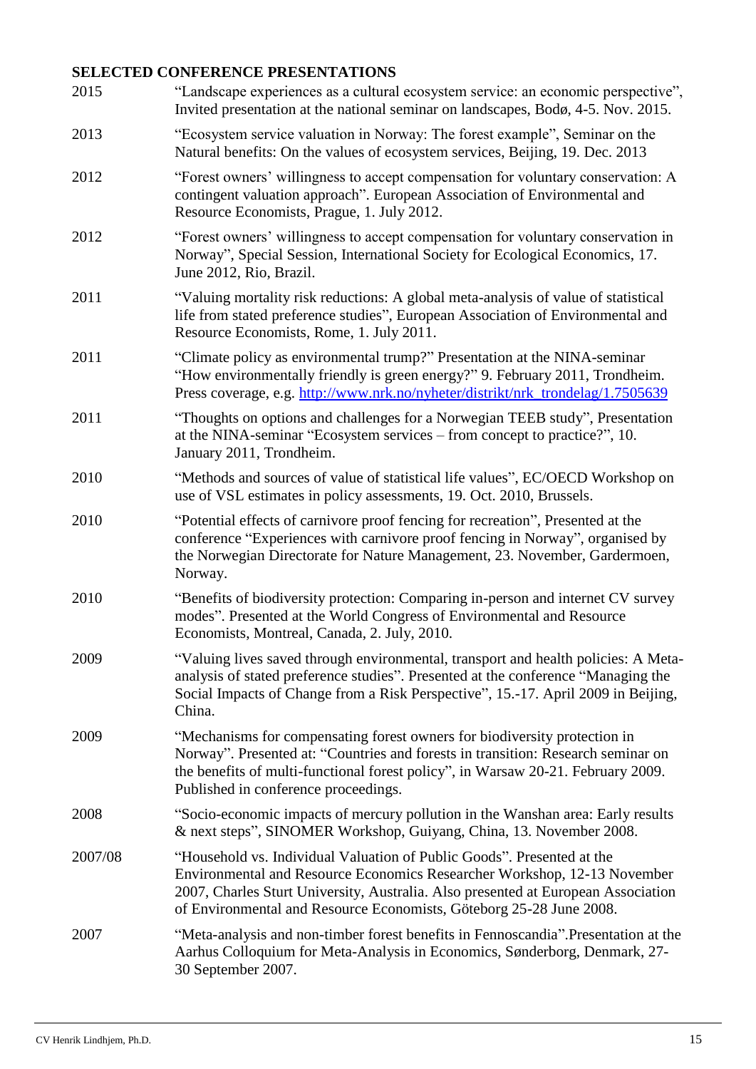**SELECTED CONFERENCE PRESENTATIONS**

| | |
|---|---|
| 2015 | "Landscape experiences as a cultural ecosystem service: an economic perspective", Invited presentation at the national seminar on landscapes, Bodø, 4-5. Nov. 2015. |
| 2013 | "Ecosystem service valuation in Norway: The forest example", Seminar on the Natural benefits: On the values of ecosystem services, Beijing, 19. Dec. 2013 |
| 2012 | "Forest owners' willingness to accept compensation for voluntary conservation: A contingent valuation approach". European Association of Environmental and Resource Economists, Prague, 1. July 2012. |
| 2012 | "Forest owners' willingness to accept compensation for voluntary conservation in Norway", Special Session, International Society for Ecological Economics, 17. June 2012, Rio, Brazil. |
| 2011 | "Valuing mortality risk reductions: A global meta-analysis of value of statistical life from stated preference studies", European Association of Environmental and Resource Economists, Rome, 1. July 2011. |
| 2011 | "Climate policy as environmental trump?" Presentation at the NINA-seminar "How environmentally friendly is green energy?" 9. February 2011, Trondheim. Press coverage, e.g. [http://www.nrk.no/nyheter/distrikt/nrk_trondelag/1.7505639](http://www.nrk.no/nyheter/distrikt/nrk_trondelag/1.7505639) |
| 2011 | "Thoughts on options and challenges for a Norwegian TEEB study", Presentation at the NINA-seminar "Ecosystem services – from concept to practice?", 10. January 2011, Trondheim. |
| 2010 | "Methods and sources of value of statistical life values", EC/OECD Workshop on use of VSL estimates in policy assessments, 19. Oct. 2010, Brussels. |
| 2010 | "Potential effects of carnivore proof fencing for recreation", Presented at the conference "Experiences with carnivore proof fencing in Norway", organised by the Norwegian Directorate for Nature Management, 23. November, Gardermoen, Norway. |
| 2010 | "Benefits of biodiversity protection: Comparing in-person and internet CV survey modes". Presented at the World Congress of Environmental and Resource Economists, Montreal, Canada, 2. July, 2010. |
| 2009 | "Valuing lives saved through environmental, transport and health policies: A Meta-analysis of stated preference studies". Presented at the conference "Managing the Social Impacts of Change from a Risk Perspective", 15.-17. April 2009 in Beijing, China. |
| 2009 | "Mechanisms for compensating forest owners for biodiversity protection in Norway". Presented at: "Countries and forests in transition: Research seminar on the benefits of multi-functional forest policy", in Warsaw 20-21. February 2009. Published in conference proceedings. |
| 2008 | "Socio-economic impacts of mercury pollution in the Wanshan area: Early results & next steps", SINOMER Workshop, Guiyang, China, 13. November 2008. |
| 2007/08 | "Household vs. Individual Valuation of Public Goods". Presented at the Environmental and Resource Economics Researcher Workshop, 12-13 November 2007, Charles Sturt University, Australia. Also presented at European Association of Environmental and Resource Economists, Göteborg 25-28 June 2008. |
| 2007 | "Meta-analysis and non-timber forest benefits in Fennoscandia".Presentation at the Aarhus Colloquium for Meta-Analysis in Economics, Sønderborg, Denmark, 27-30 September 2007. |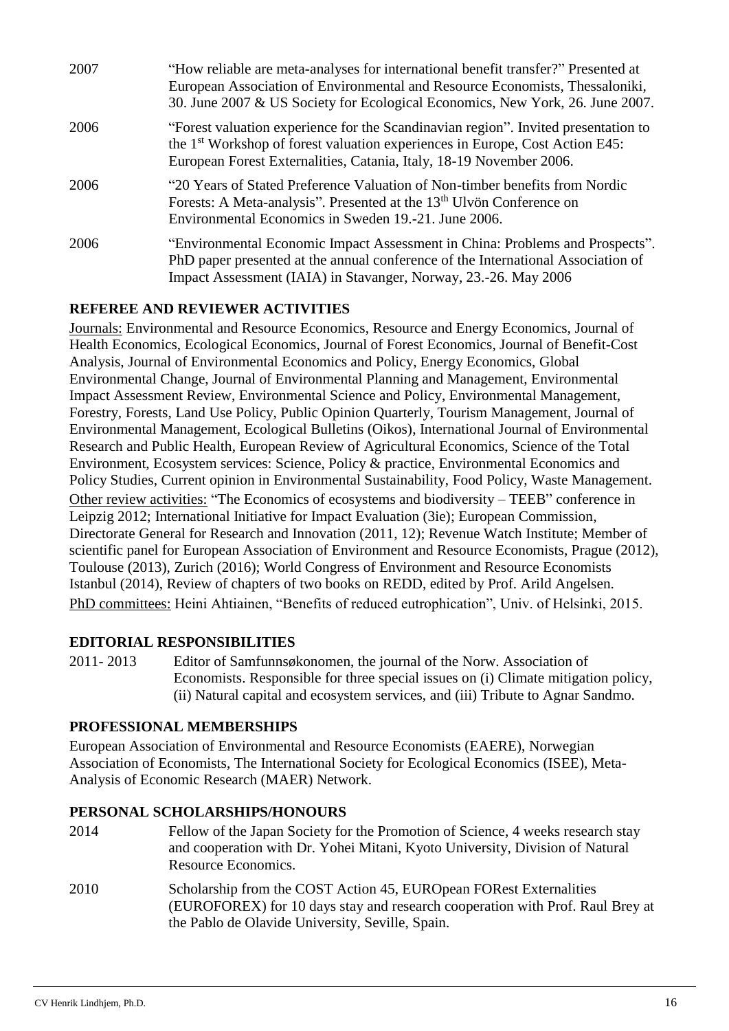2007 "How reliable are meta-analyses for international benefit transfer?" Presented at European Association of Environmental and Resource Economists, Thessaloniki, 30. June 2007 & US Society for Ecological Economics, New York, 26. June 2007.

2006 "Forest valuation experience for the Scandinavian region". Invited presentation to the 1st Workshop of forest valuation experiences in Europe, Cost Action E45: European Forest Externalities, Catania, Italy, 18-19 November 2006.

2006 "20 Years of Stated Preference Valuation of Non-timber benefits from Nordic Forests: A Meta-analysis". Presented at the 13th Ulvön Conference on Environmental Economics in Sweden 19.-21. June 2006.

2006 "Environmental Economic Impact Assessment in China: Problems and Prospects". PhD paper presented at the annual conference of the International Association of Impact Assessment (IAIA) in Stavanger, Norway, 23.-26. May 2006

## REFEREE AND REVIEWER ACTIVITIES

Journals: Environmental and Resource Economics, Resource and Energy Economics, Journal of Health Economics, Ecological Economics, Journal of Forest Economics, Journal of Benefit-Cost Analysis, Journal of Environmental Economics and Policy, Energy Economics, Global Environmental Change, Journal of Environmental Planning and Management, Environmental Impact Assessment Review, Environmental Science and Policy, Environmental Management, Forestry, Forests, Land Use Policy, Public Opinion Quarterly, Tourism Management, Journal of Environmental Management, Ecological Bulletins (Oikos), International Journal of Environmental Research and Public Health, European Review of Agricultural Economics, Science of the Total Environment, Ecosystem services: Science, Policy & practice, Environmental Economics and Policy Studies, Current opinion in Environmental Sustainability, Food Policy, Waste Management.

Other review activities: "The Economics of ecosystems and biodiversity – TEEB" conference in Leipzig 2012; International Initiative for Impact Evaluation (3ie); European Commission, Directorate General for Research and Innovation (2011, 12); Revenue Watch Institute; Member of scientific panel for European Association of Environment and Resource Economists, Prague (2012), Toulouse (2013), Zurich (2016); World Congress of Environment and Resource Economists Istanbul (2014), Review of chapters of two books on REDD, edited by Prof. Arild Angelsen.

PhD committees: Heini Ahtiainen, "Benefits of reduced eutrophication", Univ. of Helsinki, 2015.

## EDITORIAL RESPONSIBILITIES

2011- 2013 Editor of Samfunnsøkonomen, the journal of the Norw. Association of Economists. Responsible for three special issues on (i) Climate mitigation policy, (ii) Natural capital and ecosystem services, and (iii) Tribute to Agnar Sandmo.

## PROFESSIONAL MEMBERSHIPS

European Association of Environmental and Resource Economists (EAERE), Norwegian Association of Economists, The International Society for Ecological Economics (ISEE), Meta-Analysis of Economic Research (MAER) Network.

## PERSONAL SCHOLARSHIPS/HONOURS

2014 Fellow of the Japan Society for the Promotion of Science, 4 weeks research stay and cooperation with Dr. Yohei Mitani, Kyoto University, Division of Natural Resource Economics.

2010 Scholarship from the COST Action 45, EUROpean FORest Externalities (EUROFOREX) for 10 days stay and research cooperation with Prof. Raul Brey at the Pablo de Olavide University, Seville, Spain.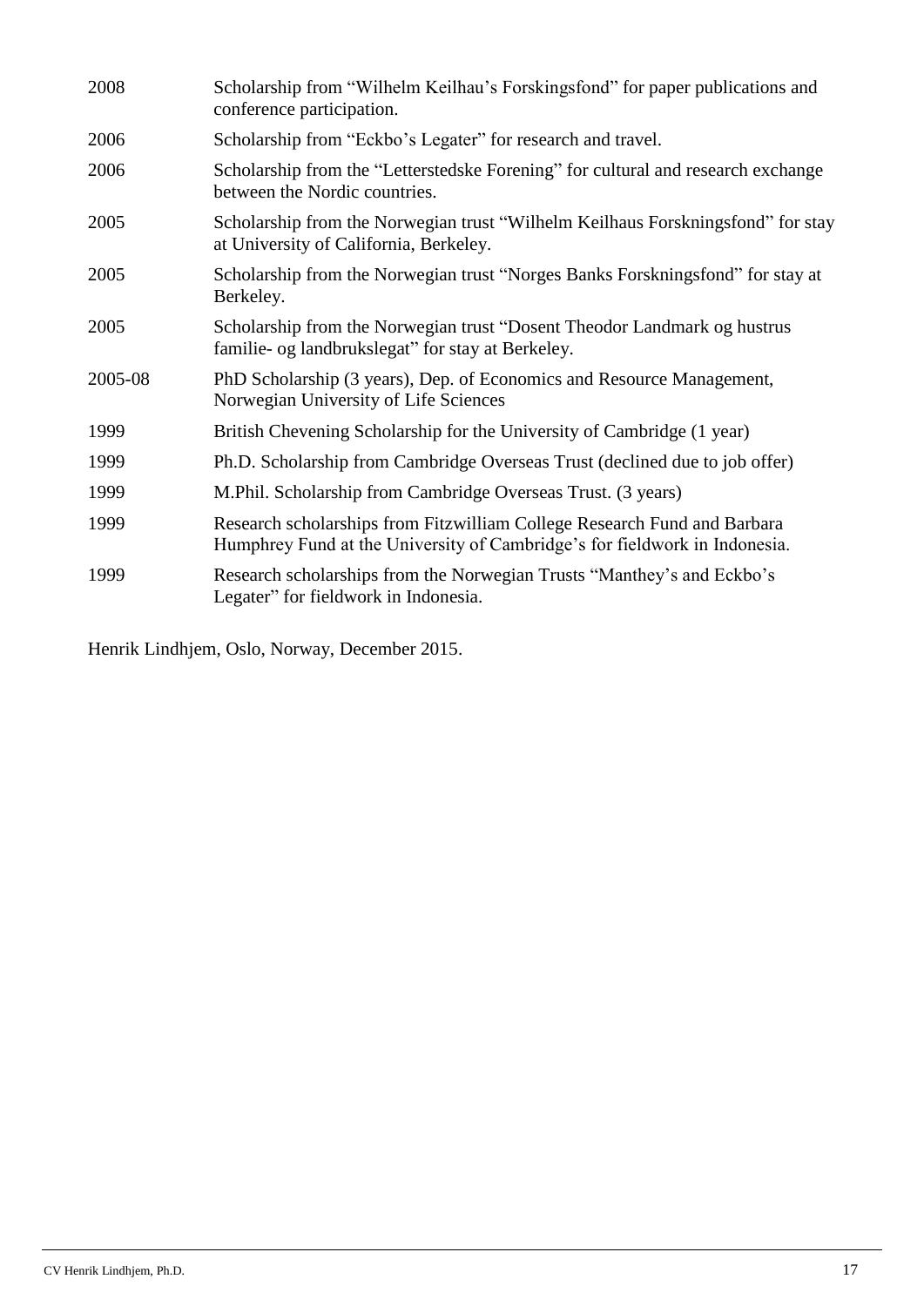| | |
|---|---|
| 2008 | Scholarship from "Wilhelm Keilhau's Forskingsfond" for paper publications and conference participation. |
| 2006 | Scholarship from "Eckbo's Legater" for research and travel. |
| 2006 | Scholarship from the "Letterstedske Forening" for cultural and research exchange between the Nordic countries. |
| 2005 | Scholarship from the Norwegian trust "Wilhelm Keilhaus Forskningsfond" for stay at University of California, Berkeley. |
| 2005 | Scholarship from the Norwegian trust "Norges Banks Forskningsfond" for stay at Berkeley. |
| 2005 | Scholarship from the Norwegian trust "Dosent Theodor Landmark og hustrus familie- og landbrukslegat" for stay at Berkeley. |
| 2005-08 | PhD Scholarship (3 years), Dep. of Economics and Resource Management, Norwegian University of Life Sciences |
| 1999 | British Chevening Scholarship for the University of Cambridge (1 year) |
| 1999 | Ph.D. Scholarship from Cambridge Overseas Trust (declined due to job offer) |
| 1999 | M.Phil. Scholarship from Cambridge Overseas Trust. (3 years) |
| 1999 | Research scholarships from Fitzwilliam College Research Fund and Barbara Humphrey Fund at the University of Cambridge's for fieldwork in Indonesia. |
| 1999 | Research scholarships from the Norwegian Trusts "Manthey's and Eckbo's Legater" for fieldwork in Indonesia. |

Henrik Lindhjem, Oslo, Norway, December 2015.